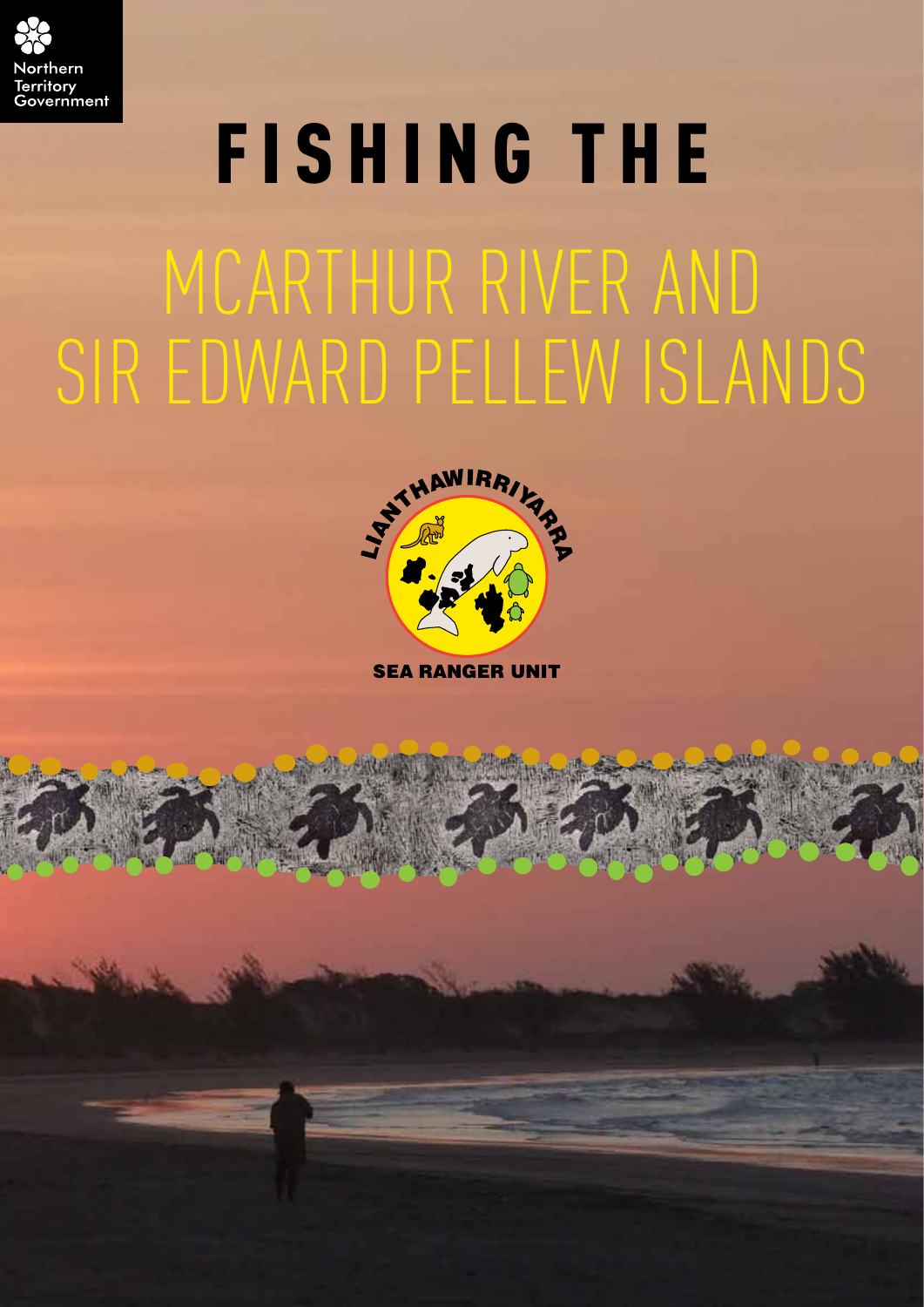Northern Territory Government

# FISHING THE MCARTHUR RIVER AND SIR EDWARD PELLEW ISLANDS

LIANTHAWIRRIYARRA

SEA RANGER UNIT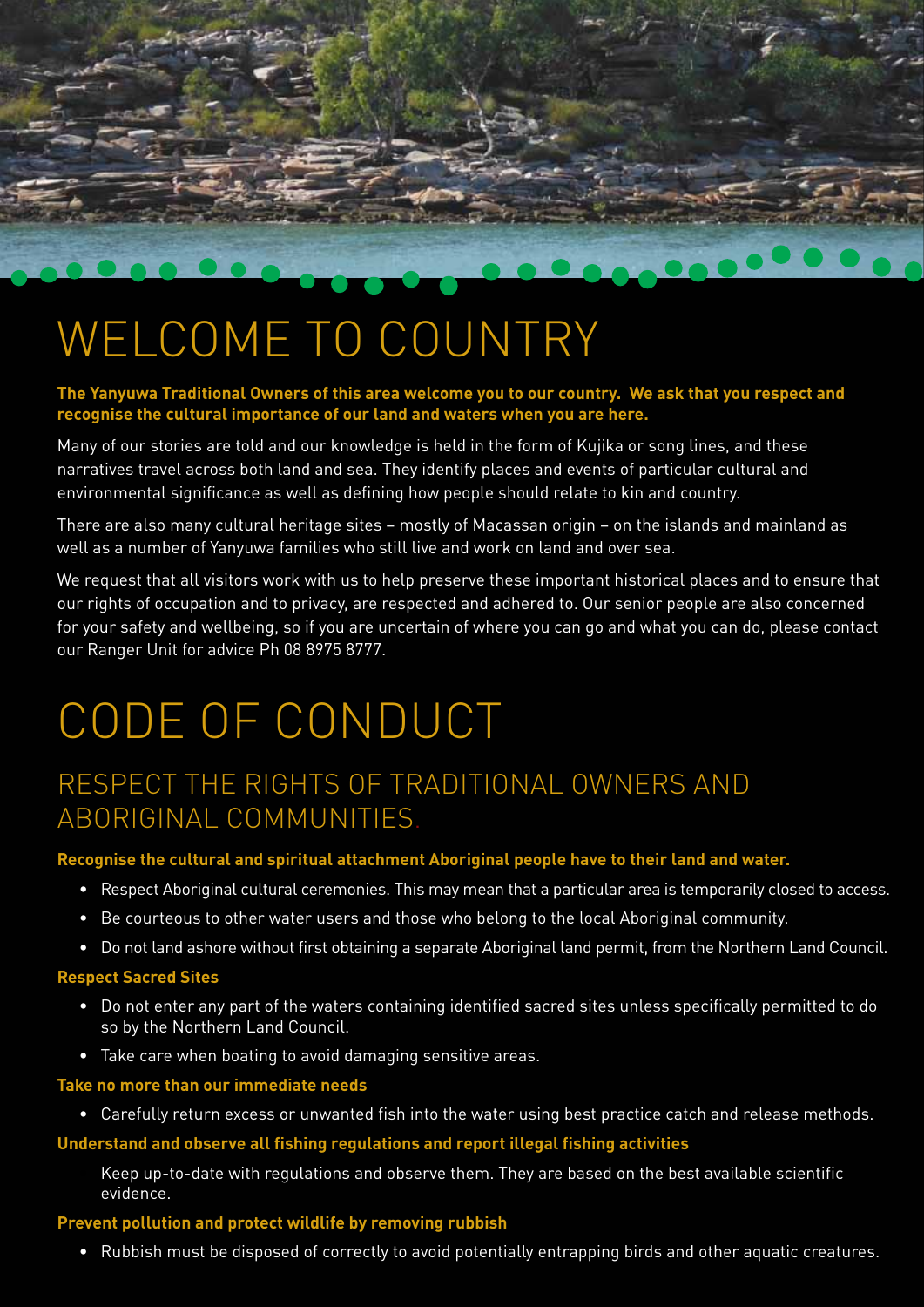# WELCOME TO COUNTRY

**The Yanyuwa Traditional Owners of this area welcome you to our country. We ask that you respect and recognise the cultural importance of our land and waters when you are here.**

Many of our stories are told and our knowledge is held in the form of Kujika or song lines, and these narratives travel across both land and sea. They identify places and events of particular cultural and environmental significance as well as defining how people should relate to kin and country.

There are also many cultural heritage sites – mostly of Macassan origin – on the islands and mainland as well as a number of Yanyuwa families who still live and work on land and over sea.

We request that all visitors work with us to help preserve these important historical places and to ensure that our rights of occupation and to privacy, are respected and adhered to. Our senior people are also concerned for your safety and wellbeing, so if you are uncertain of where you can go and what you can do, please contact our Ranger Unit for advice Ph 08 8975 8777.

# CODE OF CONDUCT

## RESPECT THE RIGHTS OF TRADITIONAL OWNERS AND ABORIGINAL COMMUNITIES.

**Recognise the cultural and spiritual attachment Aboriginal people have to their land and water.**

- Respect Aboriginal cultural ceremonies. This may mean that a particular area is temporarily closed to access.
- Be courteous to other water users and those who belong to the local Aboriginal community.
- Do not land ashore without first obtaining a separate Aboriginal land permit, from the Northern Land Council.

**Respect Sacred Sites**

- Do not enter any part of the waters containing identified sacred sites unless specifically permitted to do so by the Northern Land Council.
- Take care when boating to avoid damaging sensitive areas.

**Take no more than our immediate needs**

- Carefully return excess or unwanted fish into the water using best practice catch and release methods.

**Understand and observe all fishing regulations and report illegal fishing activities**

Keep up-to-date with regulations and observe them. They are based on the best available scientific evidence.

**Prevent pollution and protect wildlife by removing rubbish**

- Rubbish must be disposed of correctly to avoid potentially entrapping birds and other aquatic creatures.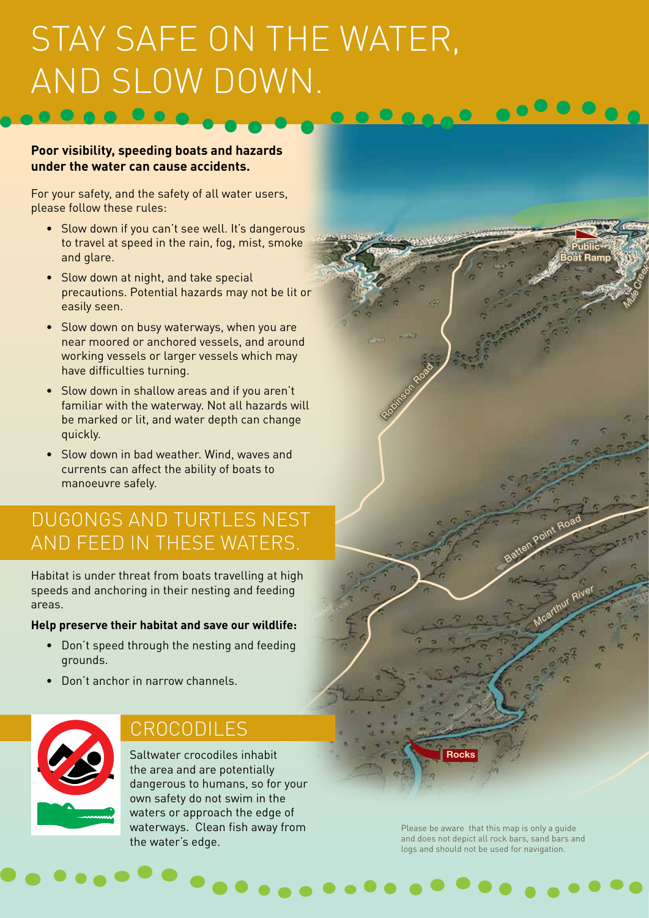# STAY SAFE ON THE WATER, AND SLOW DOWN.

**Poor visibility, speeding boats and hazards under the water can cause accidents.**

For your safety, and the safety of all water users, please follow these rules:

- Slow down if you can't see well. It's dangerous to travel at speed in the rain, fog, mist, smoke and glare.
- Slow down at night, and take special precautions. Potential hazards may not be lit or easily seen.
- Slow down on busy waterways, when you are near moored or anchored vessels, and around working vessels or larger vessels which may have difficulties turning.
- Slow down in shallow areas and if you aren't familiar with the waterway. Not all hazards will be marked or lit, and water depth can change quickly.
- Slow down in bad weather. Wind, waves and currents can affect the ability of boats to manoeuvre safely.

## DUGONGS AND TURTLES NEST AND FEED IN THESE WATERS.

Habitat is under threat from boats travelling at high speeds and anchoring in their nesting and feeding areas.

**Help preserve their habitat and save our wildlife:**

- Don't speed through the nesting and feeding grounds.
- Don't anchor in narrow channels.

## CROCODILES

Saltwater crocodiles inhabit the area and are potentially dangerous to humans, so for your own safety do not swim in the waters or approach the edge of waterways. Clean fish away from the water's edge.

Public Boat Ramp

Mule Creek

Robinson Road

Batten Point Road

Mcarthur River

Rocks

Please be aware that this map is only a guide and does not depict all rock bars, sand bars and logs and should not be used for navigation.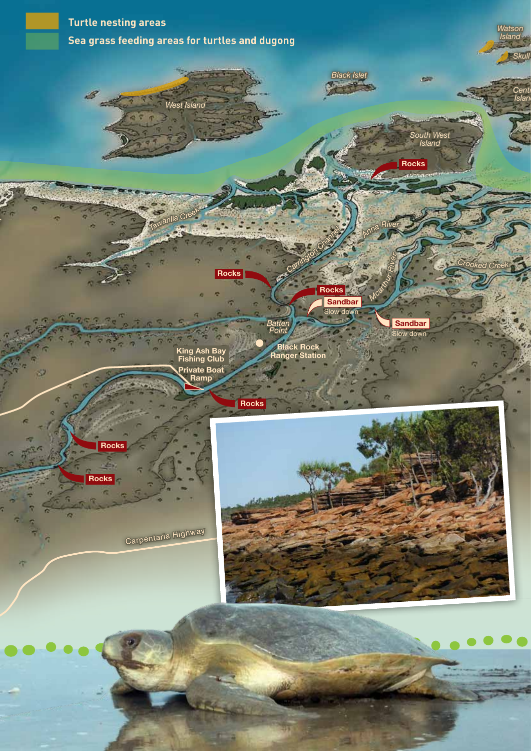Turtle nesting areas

Sea grass feeding areas for turtles and dugong

Watson Island

Skull

Black Islet

West Island

Centre Island

South West Island

Rocks

Tawarilla Creek

Anna River

Carrington Channel

Crooked Creek

Mcarthur River

Rocks

Rocks

Sandbar

Slow down

Sandbar

Slow down

Batten Point

Black Rock Ranger Station

King Ash Bay Fishing Club

Private Boat Ramp

Rocks

Rocks

Rocks

Carpentaria Highway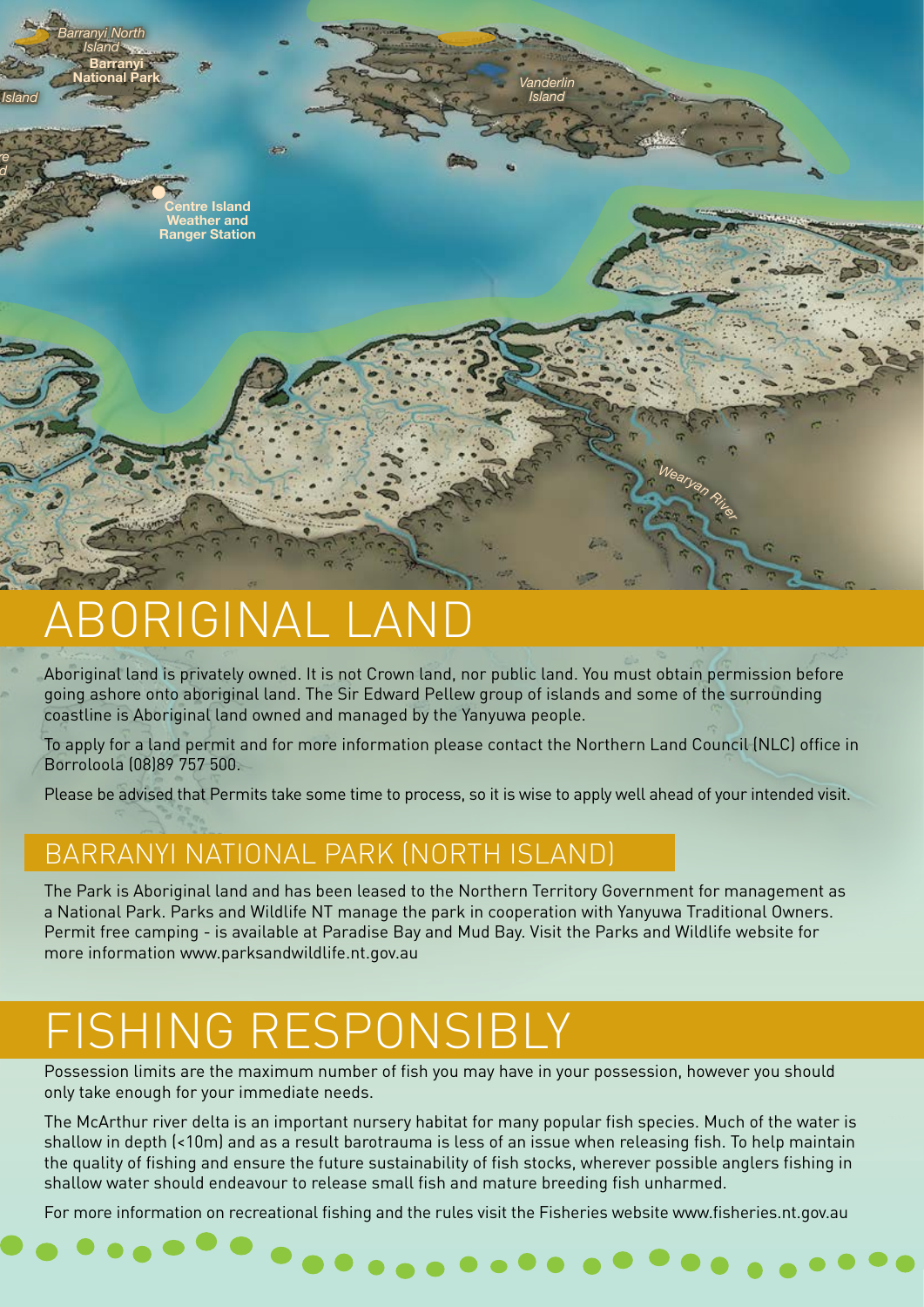# ABORIGINAL LAND

Aboriginal land is privately owned. It is not Crown land, nor public land. You must obtain permission before going ashore onto aboriginal land. The Sir Edward Pellew group of islands and some of the surrounding coastline is Aboriginal land owned and managed by the Yanyuwa people.

To apply for a land permit and for more information please contact the Northern Land Council (NLC) office in Borroloola (08)89 757 500.

Please be advised that Permits take some time to process, so it is wise to apply well ahead of your intended visit.

## BARRANYI NATIONAL PARK (NORTH ISLAND)

The Park is Aboriginal land and has been leased to the Northern Territory Government for management as a National Park. Parks and Wildlife NT manage the park in cooperation with Yanyuwa Traditional Owners. Permit free camping - is available at Paradise Bay and Mud Bay. Visit the Parks and Wildlife website for more information www.parksandwildlife.nt.gov.au

# FISHING RESPONSIBLY

Possession limits are the maximum number of fish you may have in your possession, however you should only take enough for your immediate needs.

The McArthur river delta is an important nursery habitat for many popular fish species. Much of the water is shallow in depth (<10m) and as a result barotrauma is less of an issue when releasing fish. To help maintain the quality of fishing and ensure the future sustainability of fish stocks, wherever possible anglers fishing in shallow water should endeavour to release small fish and mature breeding fish unharmed.

For more information on recreational fishing and the rules visit the Fisheries website www.fisheries.nt.gov.au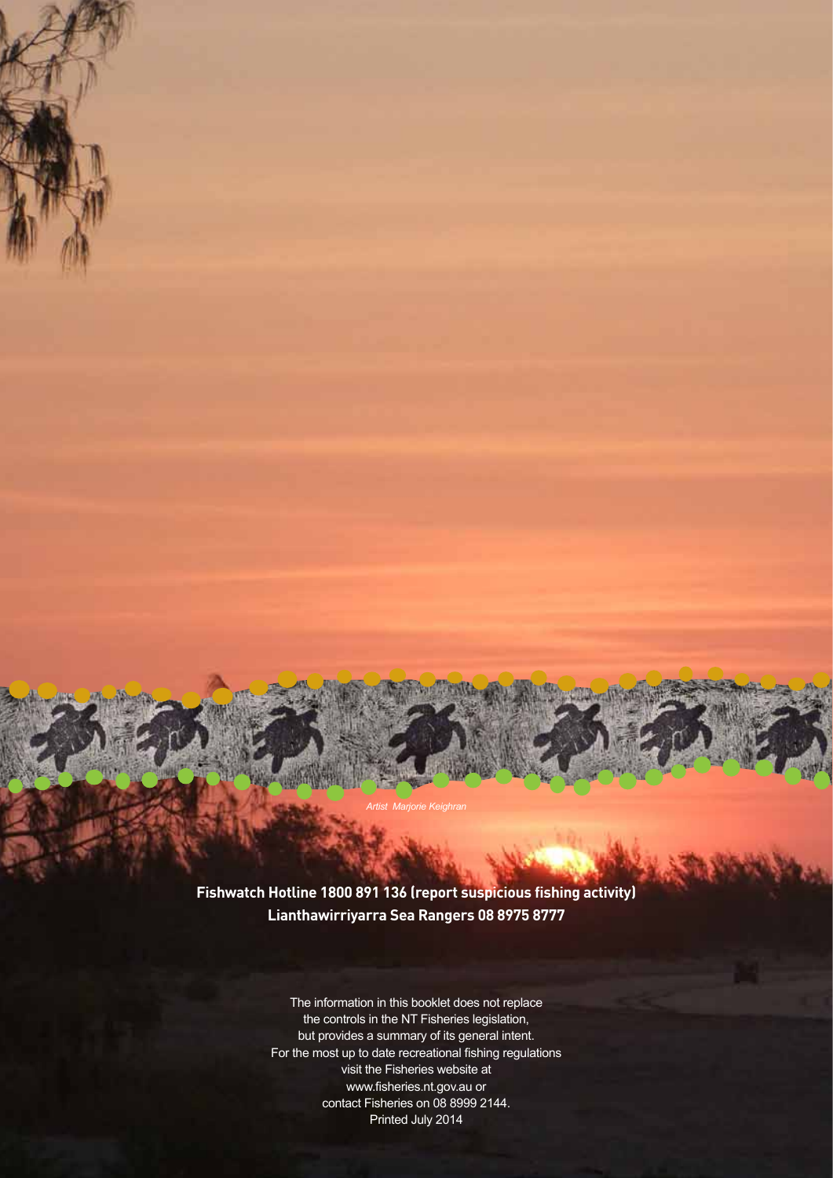*Artist Marjorie Keighran*

**Fishwatch Hotline 1800 891 136 (report suspicious fishing activity)**
**Lianthawirriyarra Sea Rangers 08 8975 8777**

The information in this booklet does not replace the controls in the NT Fisheries legislation, but provides a summary of its general intent. For the most up to date recreational fishing regulations visit the Fisheries website at www.fisheries.nt.gov.au or contact Fisheries on 08 8999 2144.
Printed July 2014